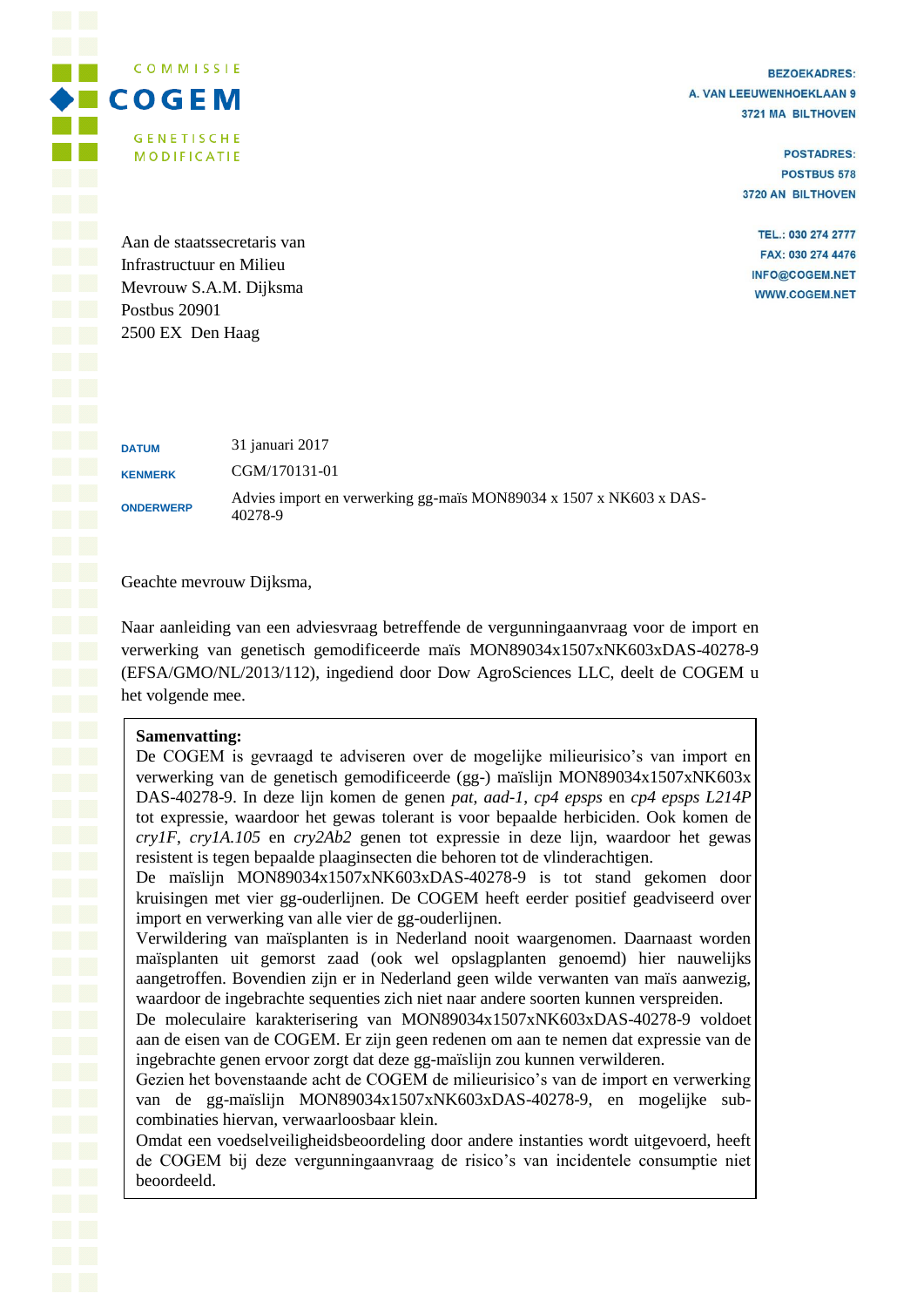COMMISSIE

COGEM

GENETISCHE MODIFICATIE

BEZOEKADRES:
A. VAN LEEUWENHOEKLAAN 9
3721 MA BILTHOVEN

POSTADRES:
POSTBUS 578
3720 AN BILTHOVEN

TEL.: 030 274 2777
FAX: 030 274 4476
INFO@COGEM.NET
WWW.COGEM.NET

Aan de staatssecretaris van
Infrastructuur en Milieu
Mevrouw S.A.M. Dijksma
Postbus 20901
2500 EX Den Haag

| | |
|---|---|
| DATUM | 31 januari 2017 |
| KENMERK | CGM/170131-01 |
| ONDERWERP | Advies import en verwerking gg-maïs MON89034 x 1507 x NK603 x DAS-40278-9 |

Geachte mevrouw Dijksma,

Naar aanleiding van een adviesvraag betreffende de vergunningaanvraag voor de import en verwerking van genetisch gemodificeerde maïs MON89034x1507xNK603xDAS-40278-9 (EFSA/GMO/NL/2013/112), ingediend door Dow AgroSciences LLC, deelt de COGEM u het volgende mee.

**Samenvatting:**
De COGEM is gevraagd te adviseren over de mogelijke milieurisico's van import en verwerking van de genetisch gemodificeerde (gg-) maïslijn MON89034x1507xNK603x DAS-40278-9. In deze lijn komen de genen *pat*, *aad-1*, *cp4 epsps* en *cp4 epsps L214P* tot expressie, waardoor het gewas tolerant is voor bepaalde herbiciden. Ook komen de *cry1F*, *cry1A.105* en *cry2Ab2* genen tot expressie in deze lijn, waardoor het gewas resistent is tegen bepaalde plaaginsecten die behoren tot de vlinderachtigen.
De maïslijn MON89034x1507xNK603xDAS-40278-9 is tot stand gekomen door kruisingen met vier gg-ouderlijnen. De COGEM heeft eerder positief geadviseerd over import en verwerking van alle vier de gg-ouderlijnen.
Verwildering van maïsplanten is in Nederland nooit waargenomen. Daarnaast worden maïsplanten uit gemorst zaad (ook wel opslagplanten genoemd) hier nauwelijks aangetroffen. Bovendien zijn er in Nederland geen wilde verwanten van maïs aanwezig, waardoor de ingebrachte sequenties zich niet naar andere soorten kunnen verspreiden.
De moleculaire karakterisering van MON89034x1507xNK603xDAS-40278-9 voldoet aan de eisen van de COGEM. Er zijn geen redenen om aan te nemen dat expressie van de ingebrachte genen ervoor zorgt dat deze gg-maïslijn zou kunnen verwilderen.
Gezien het bovenstaande acht de COGEM de milieurisico's van de import en verwerking van de gg-maïslijn MON89034x1507xNK603xDAS-40278-9, en mogelijke sub-combinaties hiervan, verwaarloosbaar klein.
Omdat een voedselveiligheidsbeoordeling door andere instanties wordt uitgevoerd, heeft de COGEM bij deze vergunningaanvraag de risico's van incidentele consumptie niet beoordeeld.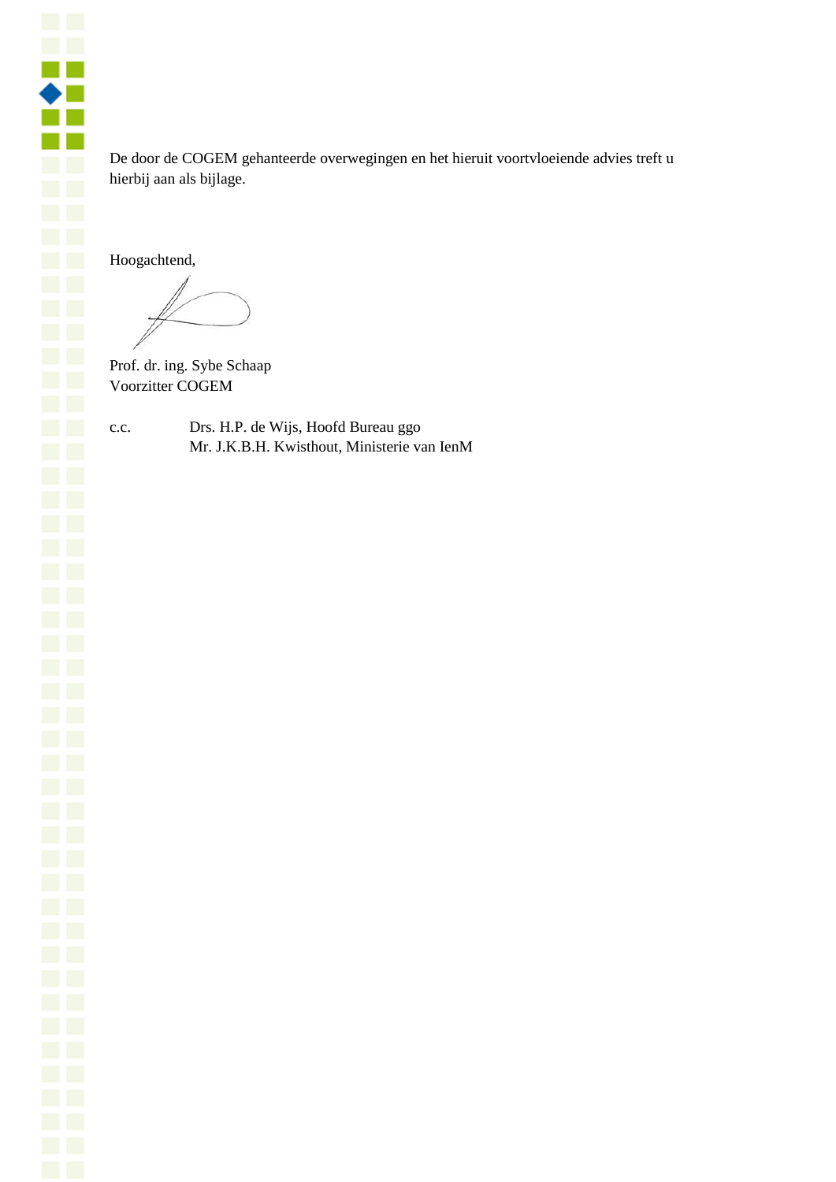De door de COGEM gehanteerde overwegingen en het hieruit voortvloeiende advies treft u hierbij aan als bijlage.

Hoogachtend,

Prof. dr. ing. Sybe Schaap
Voorzitter COGEM

c.c. Drs. H.P. de Wijs, Hoofd Bureau ggo
Mr. J.K.B.H. Kwisthout, Ministerie van IenM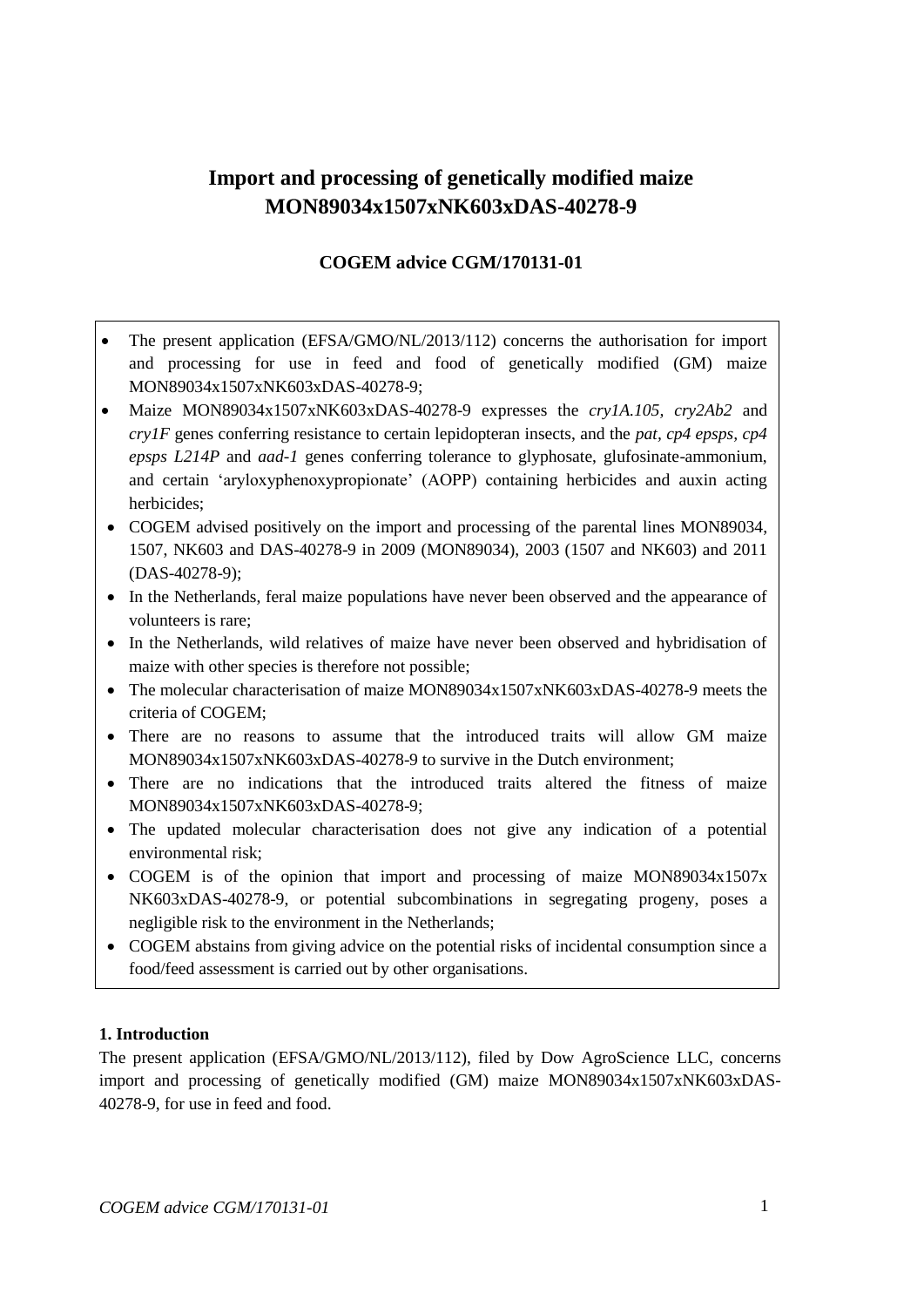# Import and processing of genetically modified maize MON89034x1507xNK603xDAS-40278-9

**COGEM advice CGM/170131-01**

- The present application (EFSA/GMO/NL/2013/112) concerns the authorisation for import and processing for use in feed and food of genetically modified (GM) maize MON89034x1507xNK603xDAS-40278-9;
- Maize MON89034x1507xNK603xDAS-40278-9 expresses the *cry1A.105, cry2Ab2* and *cry1F* genes conferring resistance to certain lepidopteran insects, and the *pat*, *cp4 epsps*, *cp4 epsps L214P* and *aad-1* genes conferring tolerance to glyphosate, glufosinate-ammonium, and certain 'aryloxyphenoxypropionate' (AOPP) containing herbicides and auxin acting herbicides;
- COGEM advised positively on the import and processing of the parental lines MON89034, 1507, NK603 and DAS-40278-9 in 2009 (MON89034), 2003 (1507 and NK603) and 2011 (DAS-40278-9);
- In the Netherlands, feral maize populations have never been observed and the appearance of volunteers is rare;
- In the Netherlands, wild relatives of maize have never been observed and hybridisation of maize with other species is therefore not possible;
- The molecular characterisation of maize MON89034x1507xNK603xDAS-40278-9 meets the criteria of COGEM;
- There are no reasons to assume that the introduced traits will allow GM maize MON89034x1507xNK603xDAS-40278-9 to survive in the Dutch environment;
- There are no indications that the introduced traits altered the fitness of maize MON89034x1507xNK603xDAS-40278-9;
- The updated molecular characterisation does not give any indication of a potential environmental risk;
- COGEM is of the opinion that import and processing of maize MON89034x1507x NK603xDAS-40278-9, or potential subcombinations in segregating progeny, poses a negligible risk to the environment in the Netherlands;
- COGEM abstains from giving advice on the potential risks of incidental consumption since a food/feed assessment is carried out by other organisations.

**1. Introduction**

The present application (EFSA/GMO/NL/2013/112), filed by Dow AgroScience LLC, concerns import and processing of genetically modified (GM) maize MON89034x1507xNK603xDAS-40278-9, for use in feed and food.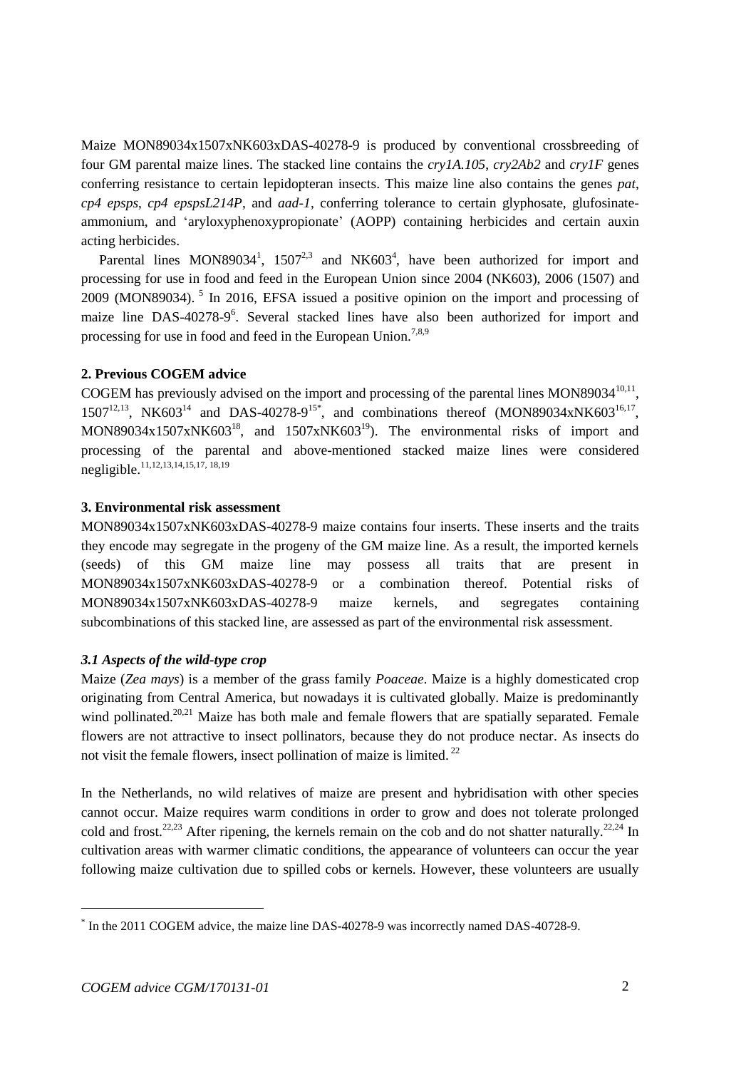Maize MON89034x1507xNK603xDAS-40278-9 is produced by conventional crossbreeding of four GM parental maize lines. The stacked line contains the *cry1A.105*, *cry2Ab2* and *cry1F* genes conferring resistance to certain lepidopteran insects. This maize line also contains the genes *pat*, *cp4 epsps*, *cp4 epspsL214P*, and *aad-1*, conferring tolerance to certain glyphosate, glufosinate-ammonium, and 'aryloxyphenoxypropionate' (AOPP) containing herbicides and certain auxin acting herbicides.

Parental lines MON89034[1], 1507[2,3] and NK603[4], have been authorized for import and processing for use in food and feed in the European Union since 2004 (NK603), 2006 (1507) and 2009 (MON89034). [5] In 2016, EFSA issued a positive opinion on the import and processing of maize line DAS-40278-9[6]. Several stacked lines have also been authorized for import and processing for use in food and feed in the European Union.[7,8,9]

**2. Previous COGEM advice**

COGEM has previously advised on the import and processing of the parental lines MON89034[10,11], 1507[12,13], NK603[14] and DAS-40278-9[15*], and combinations thereof (MON89034xNK603[16,17], MON89034x1507xNK603[18], and 1507xNK603[19]). The environmental risks of import and processing of the parental and above-mentioned stacked maize lines were considered negligible.[11,12,13,14,15,17, 18,19]

**3. Environmental risk assessment**

MON89034x1507xNK603xDAS-40278-9 maize contains four inserts. These inserts and the traits they encode may segregate in the progeny of the GM maize line. As a result, the imported kernels (seeds) of this GM maize line may possess all traits that are present in MON89034x1507xNK603xDAS-40278-9 or a combination thereof. Potential risks of MON89034x1507xNK603xDAS-40278-9 maize kernels, and segregates containing subcombinations of this stacked line, are assessed as part of the environmental risk assessment.

***3.1 Aspects of the wild-type crop***

Maize (*Zea mays*) is a member of the grass family *Poaceae*. Maize is a highly domesticated crop originating from Central America, but nowadays it is cultivated globally. Maize is predominantly wind pollinated.[20,21] Maize has both male and female flowers that are spatially separated. Female flowers are not attractive to insect pollinators, because they do not produce nectar. As insects do not visit the female flowers, insect pollination of maize is limited. [22]

In the Netherlands, no wild relatives of maize are present and hybridisation with other species cannot occur. Maize requires warm conditions in order to grow and does not tolerate prolonged cold and frost.[22,23] After ripening, the kernels remain on the cob and do not shatter naturally.[22,24] In cultivation areas with warmer climatic conditions, the appearance of volunteers can occur the year following maize cultivation due to spilled cobs or kernels. However, these volunteers are usually

* In the 2011 COGEM advice, the maize line DAS-40278-9 was incorrectly named DAS-40728-9.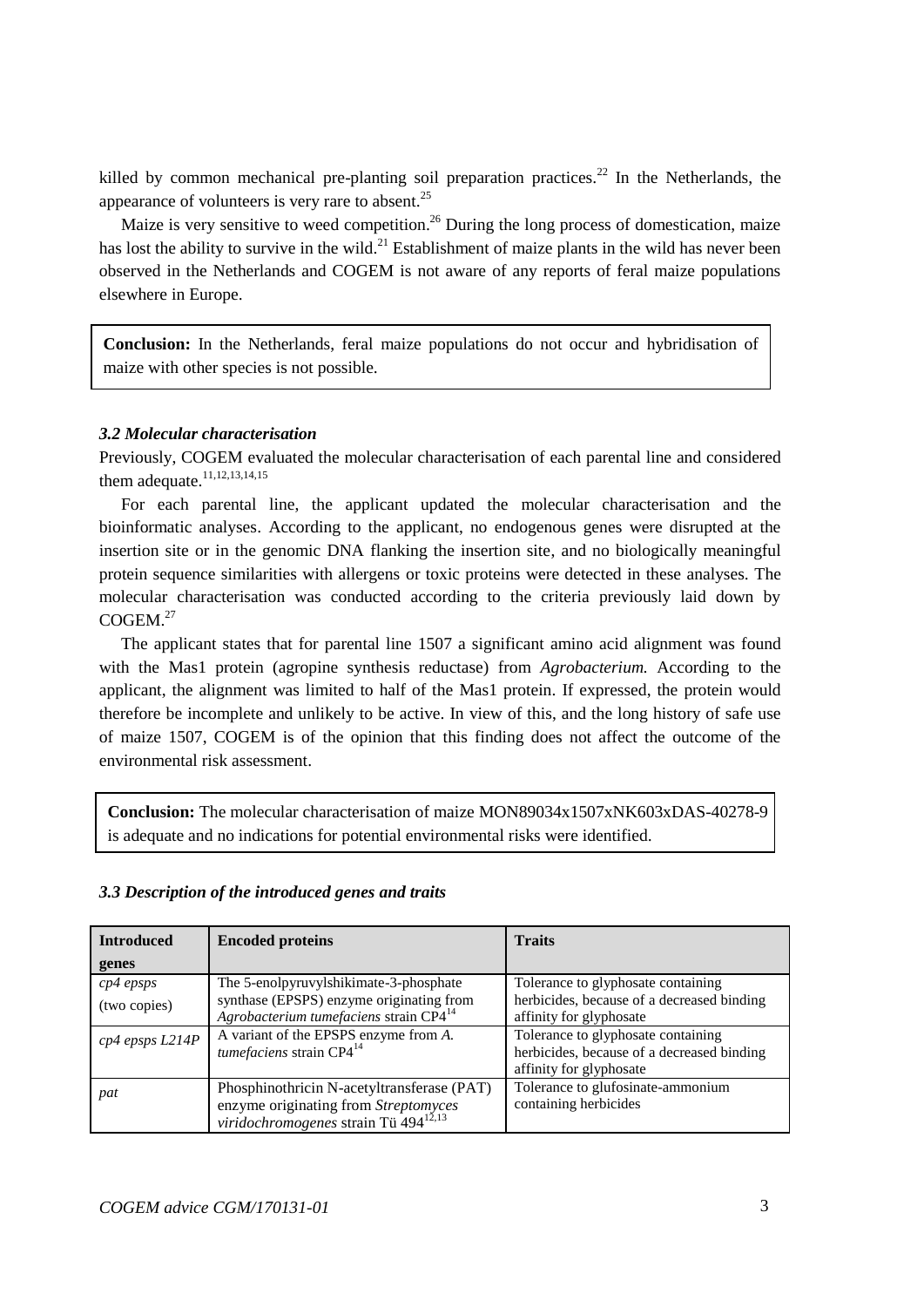killed by common mechanical pre-planting soil preparation practices.[22] In the Netherlands, the appearance of volunteers is very rare to absent.[25]

Maize is very sensitive to weed competition.[26] During the long process of domestication, maize has lost the ability to survive in the wild.[21] Establishment of maize plants in the wild has never been observed in the Netherlands and COGEM is not aware of any reports of feral maize populations elsewhere in Europe.

**Conclusion:** In the Netherlands, feral maize populations do not occur and hybridisation of maize with other species is not possible.

### *3.2 Molecular characterisation*

Previously, COGEM evaluated the molecular characterisation of each parental line and considered them adequate.[11,12,13,14,15]

For each parental line, the applicant updated the molecular characterisation and the bioinformatic analyses. According to the applicant, no endogenous genes were disrupted at the insertion site or in the genomic DNA flanking the insertion site, and no biologically meaningful protein sequence similarities with allergens or toxic proteins were detected in these analyses. The molecular characterisation was conducted according to the criteria previously laid down by COGEM.[27]

The applicant states that for parental line 1507 a significant amino acid alignment was found with the Mas1 protein (agropine synthesis reductase) from *Agrobacterium.* According to the applicant, the alignment was limited to half of the Mas1 protein. If expressed, the protein would therefore be incomplete and unlikely to be active. In view of this, and the long history of safe use of maize 1507, COGEM is of the opinion that this finding does not affect the outcome of the environmental risk assessment.

**Conclusion:** The molecular characterisation of maize MON89034x1507xNK603xDAS-40278-9 is adequate and no indications for potential environmental risks were identified.

### *3.3 Description of the introduced genes and traits*

| Introduced genes | Encoded proteins | Traits |
|---|---|---|
| *cp4 epsps* (two copies) | The 5-enolpyruvylshikimate-3-phosphate synthase (EPSPS) enzyme originating from *Agrobacterium tumefaciens* strain CP4[14] | Tolerance to glyphosate containing herbicides, because of a decreased binding affinity for glyphosate |
| *cp4 epsps L214P* | A variant of the EPSPS enzyme from *A. tumefaciens* strain CP4[14] | Tolerance to glyphosate containing herbicides, because of a decreased binding affinity for glyphosate |
| *pat* | Phosphinothricin N-acetyltransferase (PAT) enzyme originating from *Streptomyces viridochromogenes* strain Tü 494[12,13] | Tolerance to glufosinate-ammonium containing herbicides |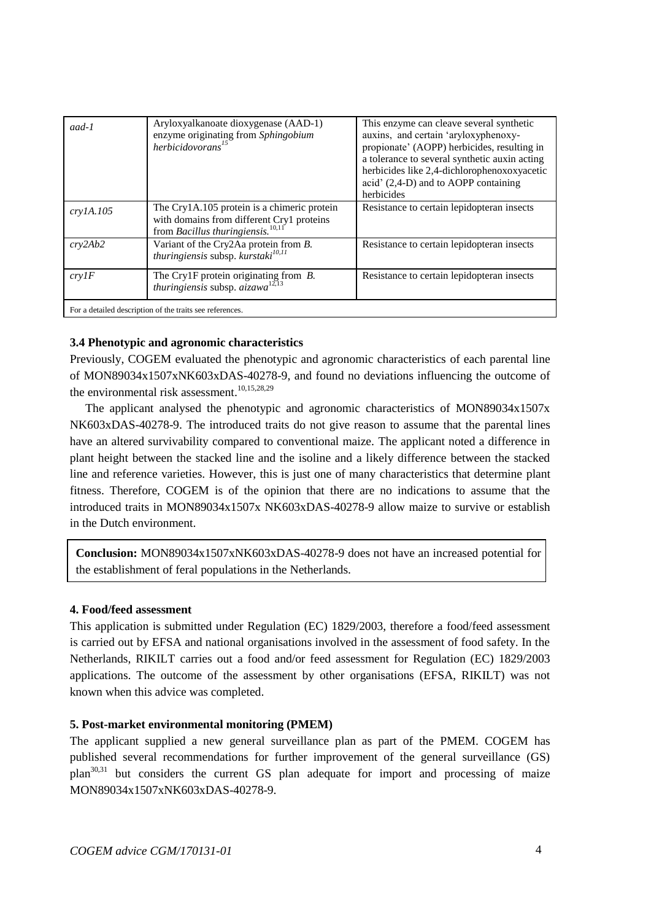| | | |
|---|---|---|
| *aad-1* | Aryloxyalkanoate dioxygenase (AAD-1) enzyme originating from *Sphingobium herbicidovorans*[15] | This enzyme can cleave several synthetic auxins, and certain 'aryloxyphenoxy-propionate' (AOPP) herbicides, resulting in a tolerance to several synthetic auxin acting herbicides like 2,4-dichlorophenoxoxyacetic acid' (2,4-D) and to AOPP containing herbicides |
| *cry1A.105* | The Cry1A.105 protein is a chimeric protein with domains from different Cry1 proteins from *Bacillus thuringiensis.*[10,11] | Resistance to certain lepidopteran insects |
| *cry2Ab2* | Variant of the Cry2Aa protein from *B. thuringiensis* subsp. *kurstaki*[10,11] | Resistance to certain lepidopteran insects |
| *cry1F* | The Cry1F protein originating from *B. thuringiensis* subsp. *aizawa*[12,13] | Resistance to certain lepidopteran insects |
| For a detailed description of the traits see references. | | |

**3.4 Phenotypic and agronomic characteristics**

Previously, COGEM evaluated the phenotypic and agronomic characteristics of each parental line of MON89034x1507xNK603xDAS-40278-9, and found no deviations influencing the outcome of the environmental risk assessment.[10,15,28,29]

The applicant analysed the phenotypic and agronomic characteristics of MON89034x1507x NK603xDAS-40278-9. The introduced traits do not give reason to assume that the parental lines have an altered survivability compared to conventional maize. The applicant noted a difference in plant height between the stacked line and the isoline and a likely difference between the stacked line and reference varieties. However, this is just one of many characteristics that determine plant fitness. Therefore, COGEM is of the opinion that there are no indications to assume that the introduced traits in MON89034x1507x NK603xDAS-40278-9 allow maize to survive or establish in the Dutch environment.

**Conclusion:** MON89034x1507xNK603xDAS-40278-9 does not have an increased potential for the establishment of feral populations in the Netherlands.

**4. Food/feed assessment**

This application is submitted under Regulation (EC) 1829/2003, therefore a food/feed assessment is carried out by EFSA and national organisations involved in the assessment of food safety. In the Netherlands, RIKILT carries out a food and/or feed assessment for Regulation (EC) 1829/2003 applications. The outcome of the assessment by other organisations (EFSA, RIKILT) was not known when this advice was completed.

**5. Post-market environmental monitoring (PMEM)**

The applicant supplied a new general surveillance plan as part of the PMEM. COGEM has published several recommendations for further improvement of the general surveillance (GS) plan[30,31] but considers the current GS plan adequate for import and processing of maize MON89034x1507xNK603xDAS-40278-9.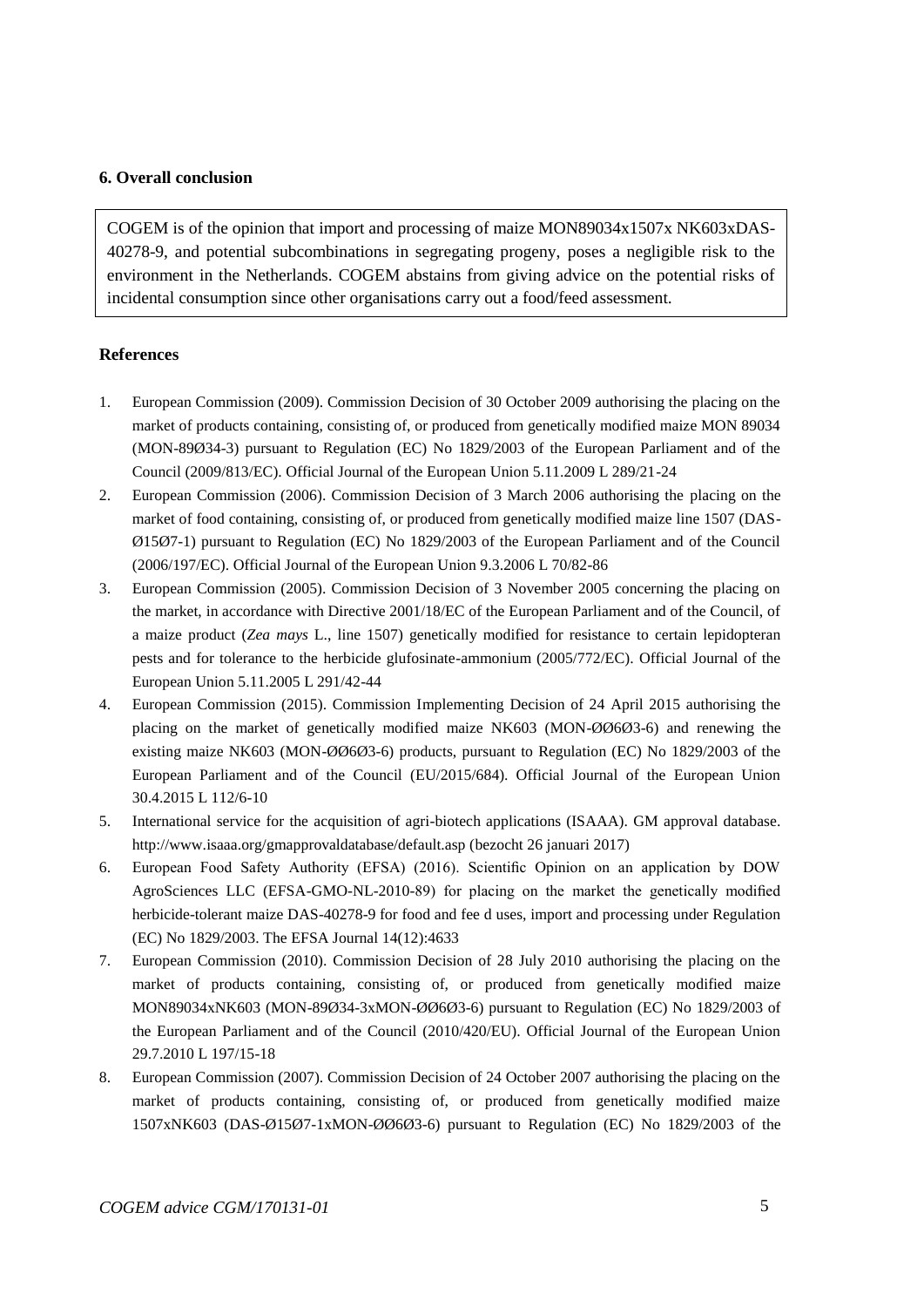## 6. Overall conclusion

COGEM is of the opinion that import and processing of maize MON89034x1507x NK603xDAS-40278-9, and potential subcombinations in segregating progeny, poses a negligible risk to the environment in the Netherlands. COGEM abstains from giving advice on the potential risks of incidental consumption since other organisations carry out a food/feed assessment.

## References

1. European Commission (2009). Commission Decision of 30 October 2009 authorising the placing on the market of products containing, consisting of, or produced from genetically modified maize MON 89034 (MON-89Ø34-3) pursuant to Regulation (EC) No 1829/2003 of the European Parliament and of the Council (2009/813/EC). Official Journal of the European Union 5.11.2009 L 289/21-24
2. European Commission (2006). Commission Decision of 3 March 2006 authorising the placing on the market of food containing, consisting of, or produced from genetically modified maize line 1507 (DAS-Ø15Ø7-1) pursuant to Regulation (EC) No 1829/2003 of the European Parliament and of the Council (2006/197/EC). Official Journal of the European Union 9.3.2006 L 70/82-86
3. European Commission (2005). Commission Decision of 3 November 2005 concerning the placing on the market, in accordance with Directive 2001/18/EC of the European Parliament and of the Council, of a maize product (*Zea mays* L., line 1507) genetically modified for resistance to certain lepidopteran pests and for tolerance to the herbicide glufosinate-ammonium (2005/772/EC). Official Journal of the European Union 5.11.2005 L 291/42-44
4. European Commission (2015). Commission Implementing Decision of 24 April 2015 authorising the placing on the market of genetically modified maize NK603 (MON-ØØ6Ø3-6) and renewing the existing maize NK603 (MON-ØØ6Ø3-6) products, pursuant to Regulation (EC) No 1829/2003 of the European Parliament and of the Council (EU/2015/684). Official Journal of the European Union 30.4.2015 L 112/6-10
5. International service for the acquisition of agri-biotech applications (ISAAA). GM approval database. http://www.isaaa.org/gmapprovaldatabase/default.asp (bezocht 26 januari 2017)
6. European Food Safety Authority (EFSA) (2016). Scientific Opinion on an application by DOW AgroSciences LLC (EFSA-GMO-NL-2010-89) for placing on the market the genetically modified herbicide-tolerant maize DAS-40278-9 for food and fee d uses, import and processing under Regulation (EC) No 1829/2003. The EFSA Journal 14(12):4633
7. European Commission (2010). Commission Decision of 28 July 2010 authorising the placing on the market of products containing, consisting of, or produced from genetically modified maize MON89034xNK603 (MON-89Ø34-3xMON-ØØ6Ø3-6) pursuant to Regulation (EC) No 1829/2003 of the European Parliament and of the Council (2010/420/EU). Official Journal of the European Union 29.7.2010 L 197/15-18
8. European Commission (2007). Commission Decision of 24 October 2007 authorising the placing on the market of products containing, consisting of, or produced from genetically modified maize 1507xNK603 (DAS-Ø15Ø7-1xMON-ØØ6Ø3-6) pursuant to Regulation (EC) No 1829/2003 of the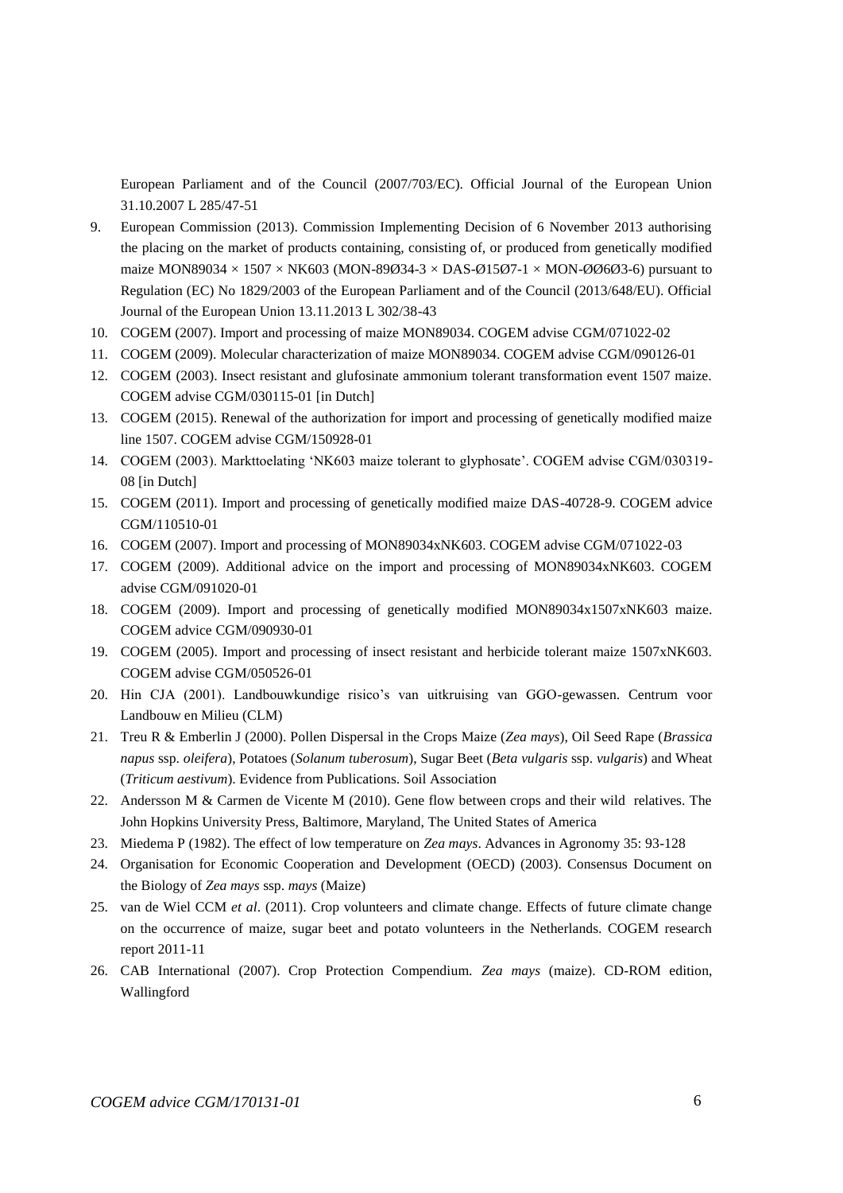European Parliament and of the Council (2007/703/EC). Official Journal of the European Union 31.10.2007 L 285/47-51

9. European Commission (2013). Commission Implementing Decision of 6 November 2013 authorising the placing on the market of products containing, consisting of, or produced from genetically modified maize MON89034 × 1507 × NK603 (MON-89Ø34-3 × DAS-Ø15Ø7-1 × MON-ØØ6Ø3-6) pursuant to Regulation (EC) No 1829/2003 of the European Parliament and of the Council (2013/648/EU). Official Journal of the European Union 13.11.2013 L 302/38-43
10. COGEM (2007). Import and processing of maize MON89034. COGEM advise CGM/071022-02
11. COGEM (2009). Molecular characterization of maize MON89034. COGEM advise CGM/090126-01
12. COGEM (2003). Insect resistant and glufosinate ammonium tolerant transformation event 1507 maize. COGEM advise CGM/030115-01 [in Dutch]
13. COGEM (2015). Renewal of the authorization for import and processing of genetically modified maize line 1507. COGEM advise CGM/150928-01
14. COGEM (2003). Markttoelating 'NK603 maize tolerant to glyphosate'. COGEM advise CGM/030319-08 [in Dutch]
15. COGEM (2011). Import and processing of genetically modified maize DAS-40728-9. COGEM advice CGM/110510-01
16. COGEM (2007). Import and processing of MON89034xNK603. COGEM advise CGM/071022-03
17. COGEM (2009). Additional advice on the import and processing of MON89034xNK603. COGEM advise CGM/091020-01
18. COGEM (2009). Import and processing of genetically modified MON89034x1507xNK603 maize. COGEM advice CGM/090930-01
19. COGEM (2005). Import and processing of insect resistant and herbicide tolerant maize 1507xNK603. COGEM advise CGM/050526-01
20. Hin CJA (2001). Landbouwkundige risico's van uitkruising van GGO-gewassen. Centrum voor Landbouw en Milieu (CLM)
21. Treu R & Emberlin J (2000). Pollen Dispersal in the Crops Maize (*Zea mays*), Oil Seed Rape (*Brassica napus* ssp. *oleifera*), Potatoes (*Solanum tuberosum*), Sugar Beet (*Beta vulgaris* ssp. *vulgaris*) and Wheat (*Triticum aestivum*). Evidence from Publications. Soil Association
22. Andersson M & Carmen de Vicente M (2010). Gene flow between crops and their wild relatives. The John Hopkins University Press, Baltimore, Maryland, The United States of America
23. Miedema P (1982). The effect of low temperature on *Zea mays*. Advances in Agronomy 35: 93-128
24. Organisation for Economic Cooperation and Development (OECD) (2003). Consensus Document on the Biology of *Zea mays* ssp. *mays* (Maize)
25. van de Wiel CCM *et al*. (2011). Crop volunteers and climate change. Effects of future climate change on the occurrence of maize, sugar beet and potato volunteers in the Netherlands. COGEM research report 2011-11
26. CAB International (2007). Crop Protection Compendium. *Zea mays* (maize). CD-ROM edition, Wallingford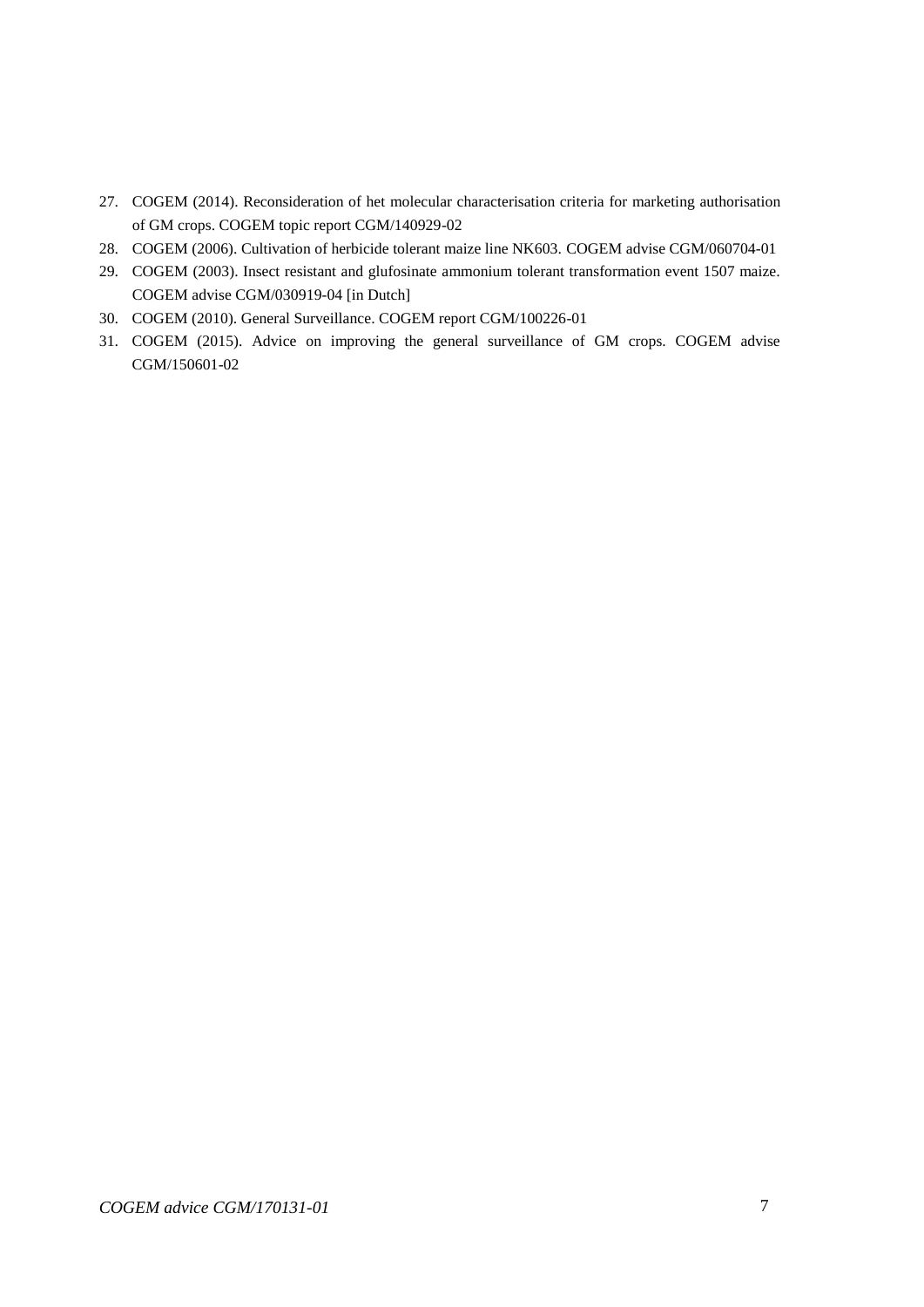27. COGEM (2014). Reconsideration of het molecular characterisation criteria for marketing authorisation of GM crops. COGEM topic report CGM/140929-02
28. COGEM (2006). Cultivation of herbicide tolerant maize line NK603. COGEM advise CGM/060704-01
29. COGEM (2003). Insect resistant and glufosinate ammonium tolerant transformation event 1507 maize. COGEM advise CGM/030919-04 [in Dutch]
30. COGEM (2010). General Surveillance. COGEM report CGM/100226-01
31. COGEM (2015). Advice on improving the general surveillance of GM crops. COGEM advise CGM/150601-02